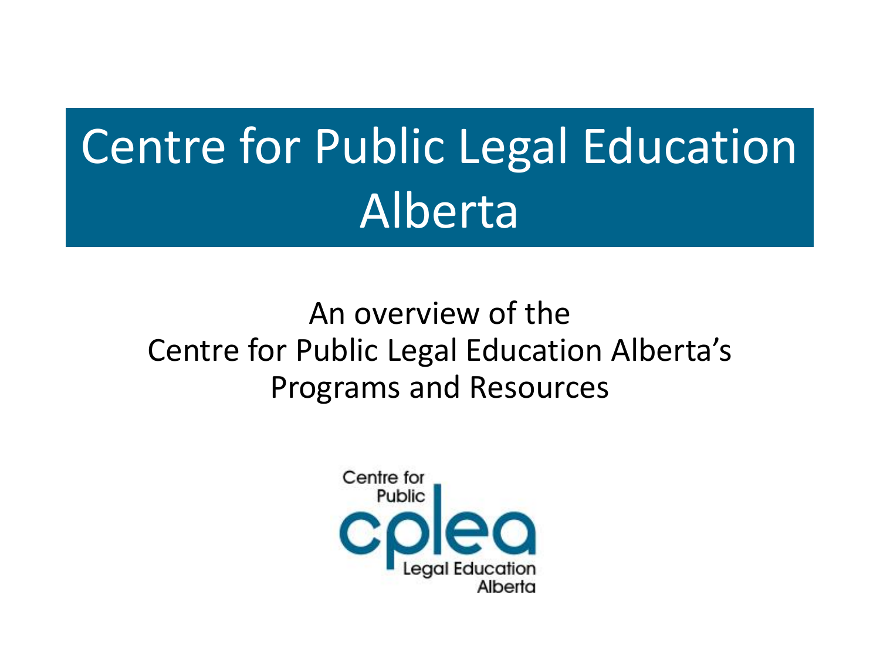# Centre for Public Legal Education Alberta

An overview of the
Centre for Public Legal Education Alberta's
Programs and Resources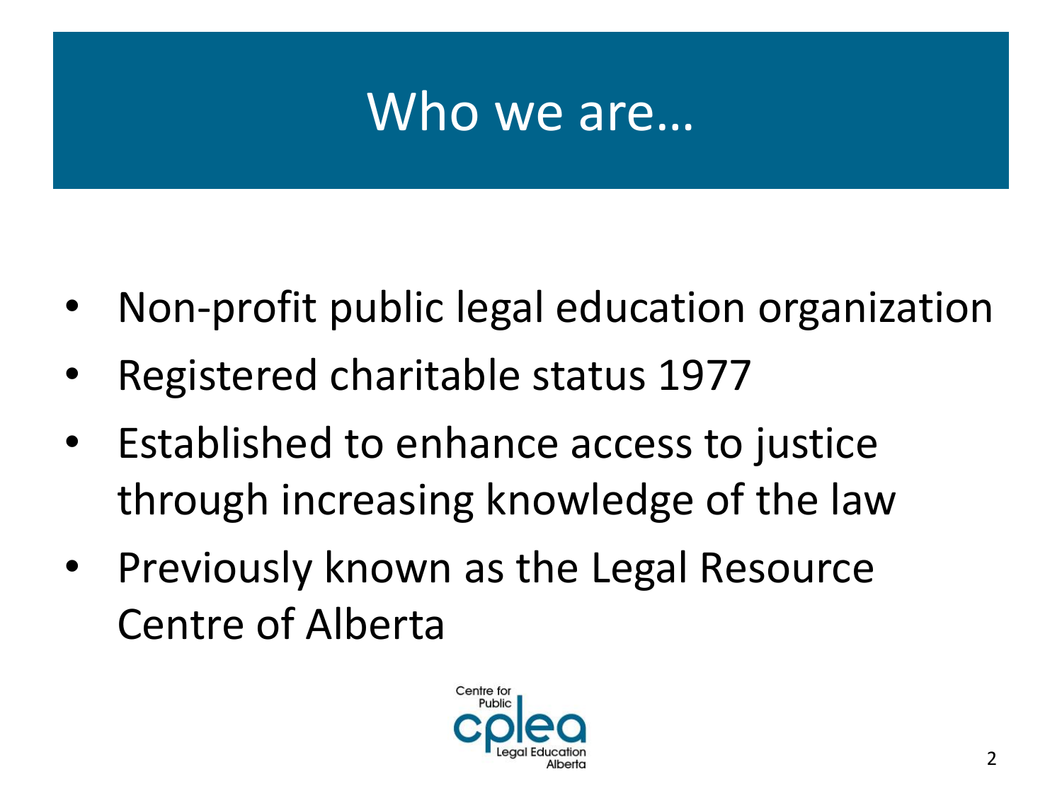# Who we are…

- Non-profit public legal education organization
- Registered charitable status 1977
- Established to enhance access to justice through increasing knowledge of the law
- Previously known as the Legal Resource Centre of Alberta

Centre for Public Legal Education Alberta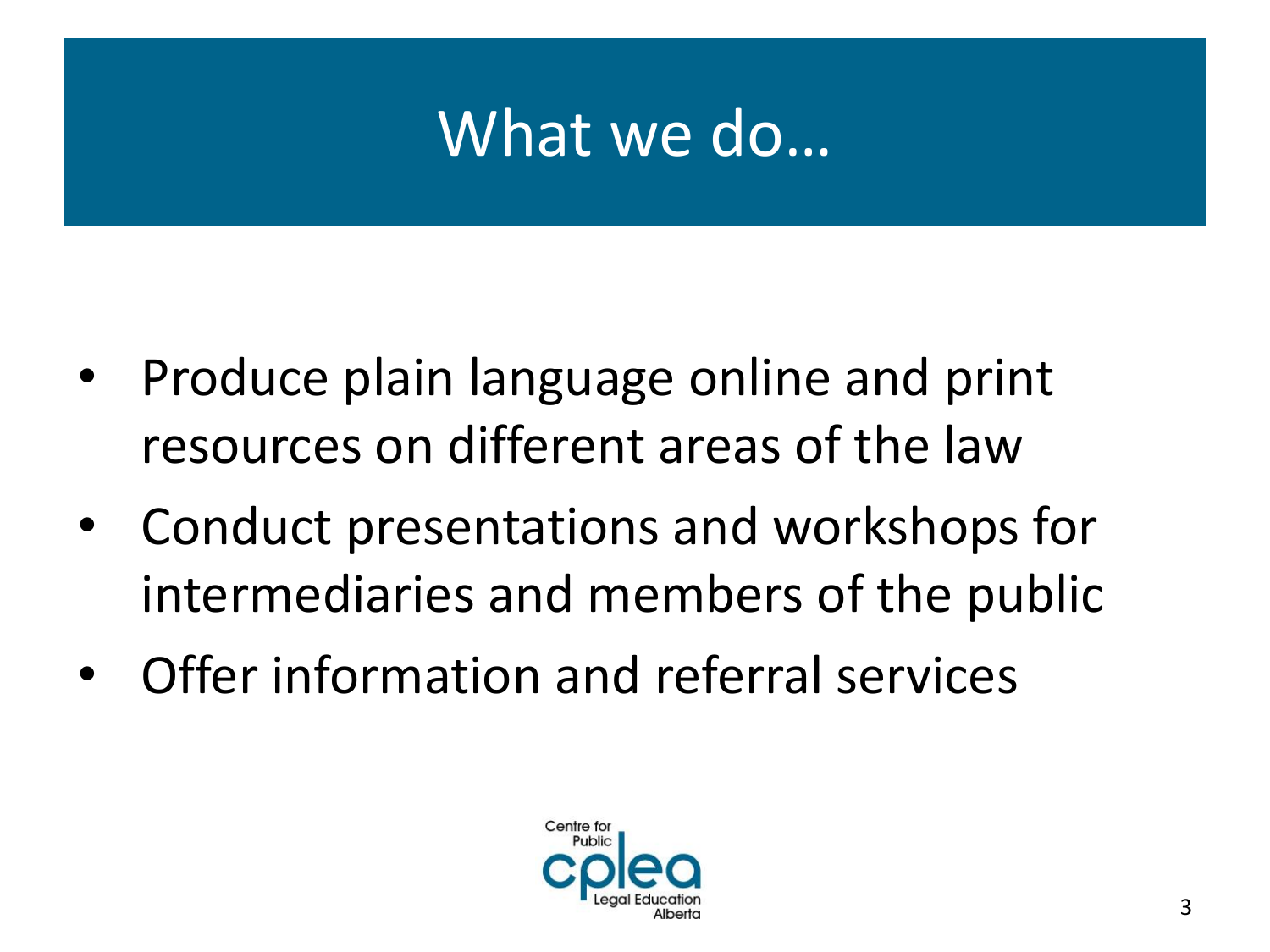# What we do…

- Produce plain language online and print resources on different areas of the law
- Conduct presentations and workshops for intermediaries and members of the public
- Offer information and referral services

Centre for Public Legal Education Alberta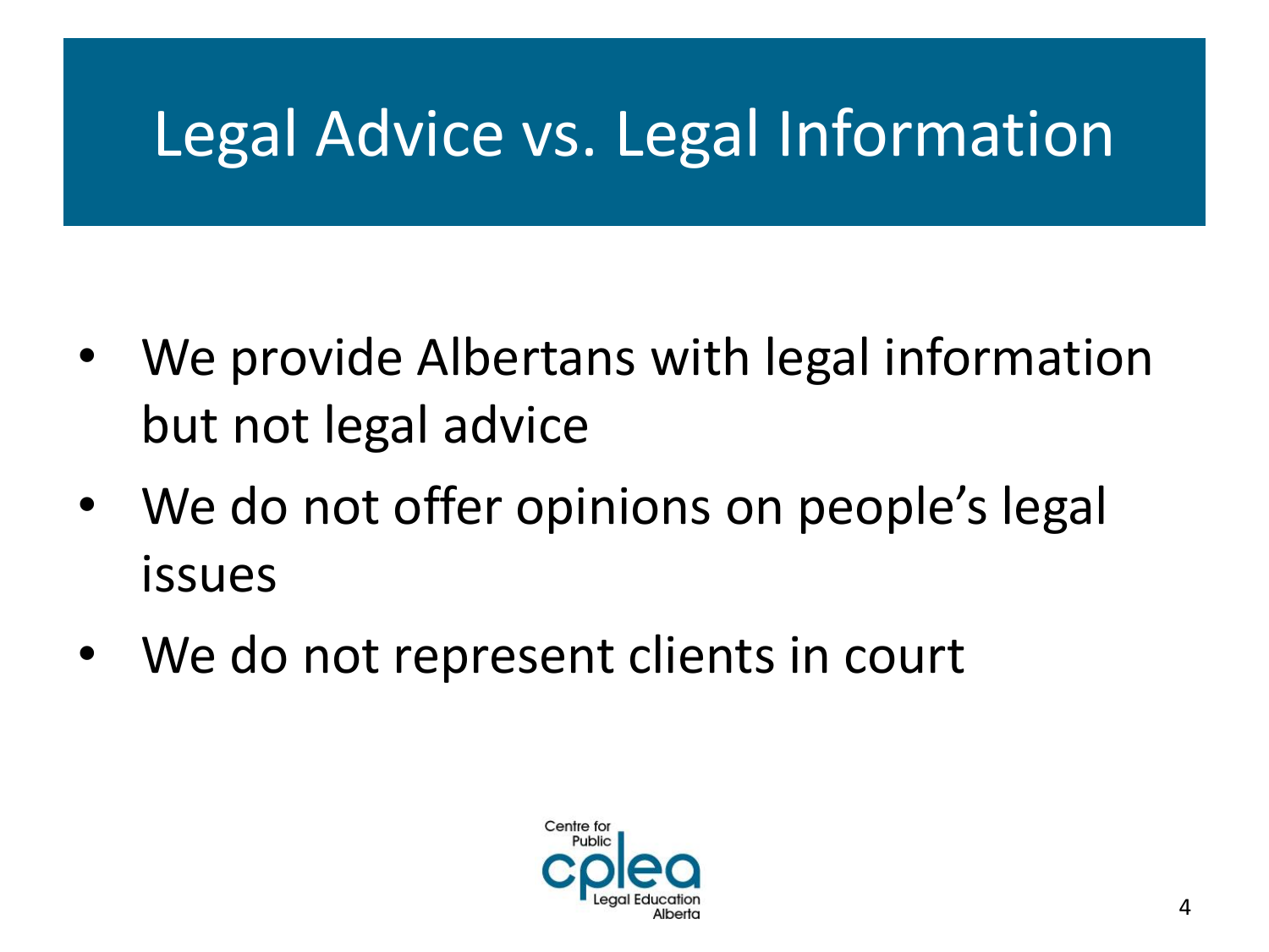# Legal Advice vs. Legal Information

- We provide Albertans with legal information but not legal advice
- We do not offer opinions on people's legal issues
- We do not represent clients in court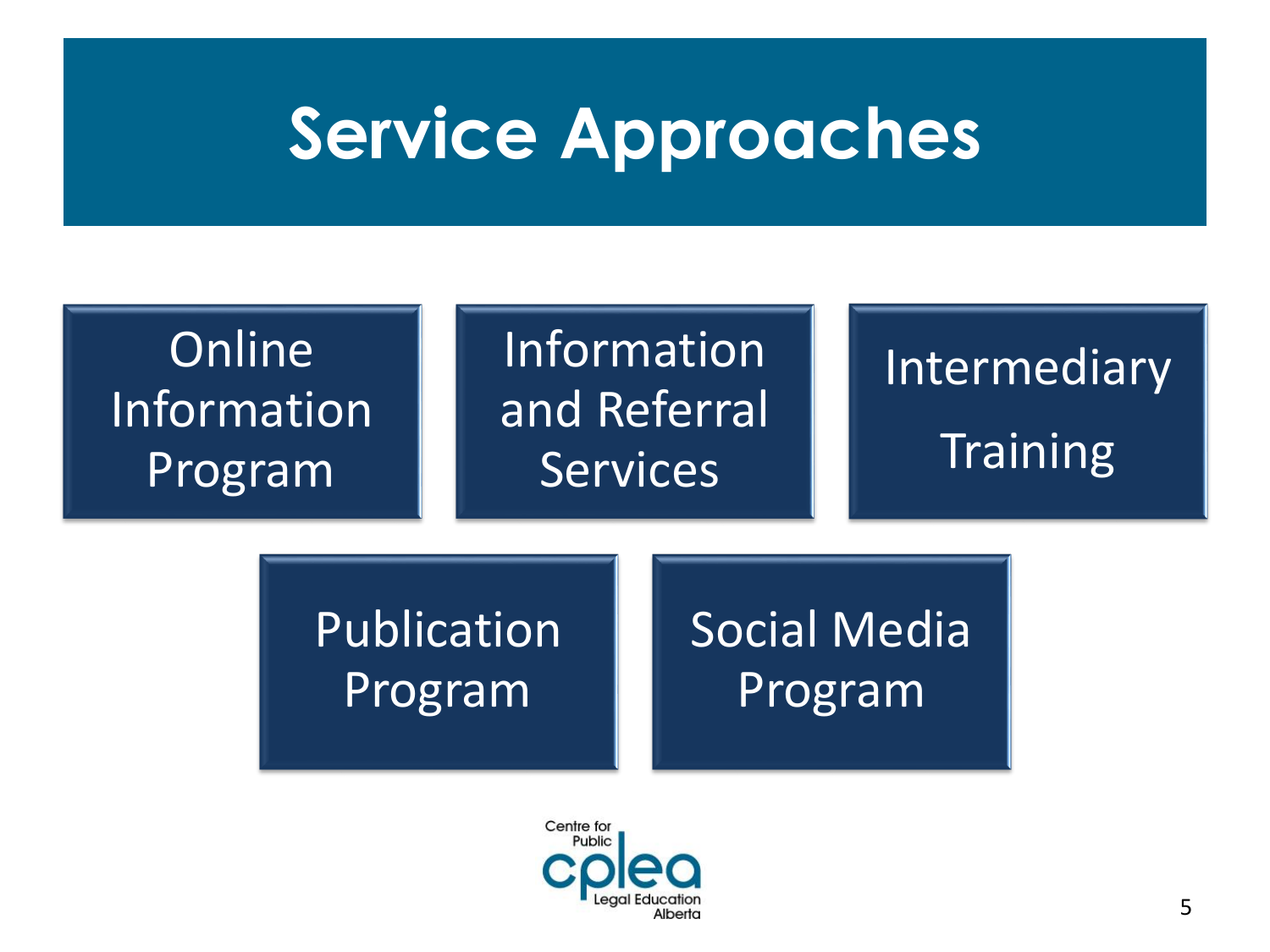# Service Approaches

- Online Information Program
- Information and Referral Services
- Intermediary Training
- Publication Program
- Social Media Program

Centre for Public Legal Education Alberta (cplea)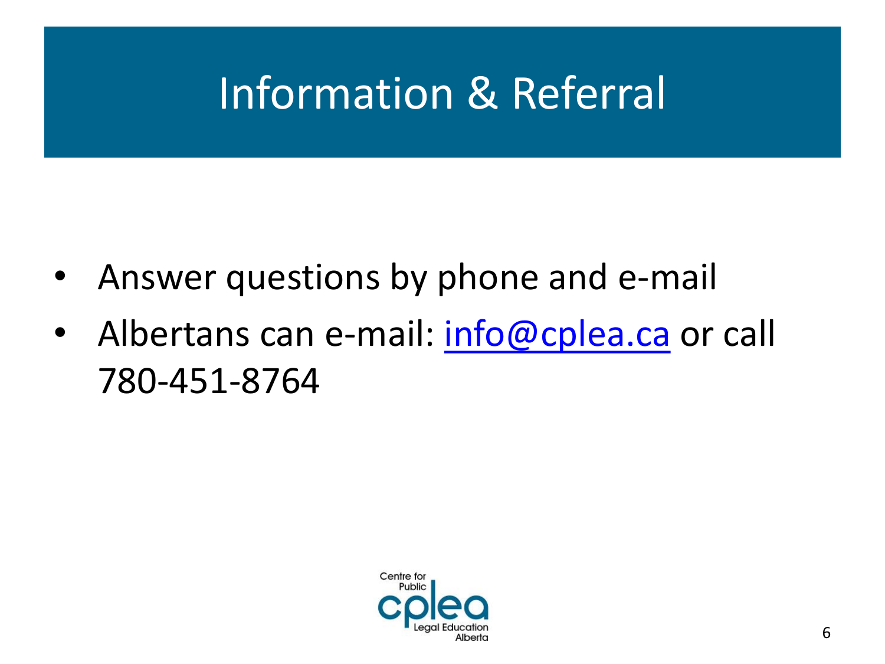# Information & Referral

- Answer questions by phone and e-mail
- Albertans can e-mail: info@cplea.ca or call 780-451-8764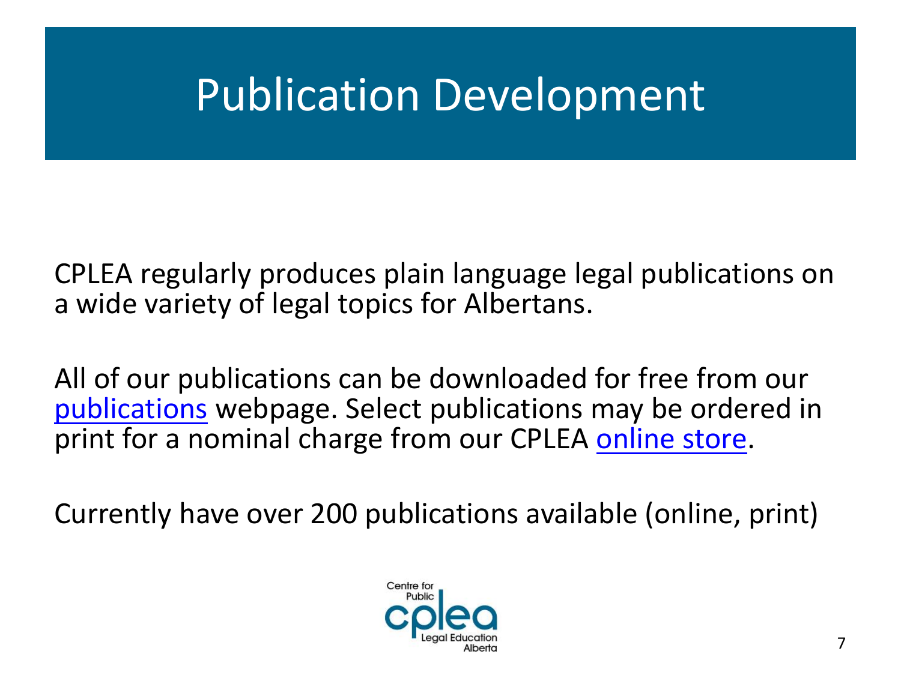# Publication Development

CPLEA regularly produces plain language legal publications on a wide variety of legal topics for Albertans.

All of our publications can be downloaded for free from our publications webpage. Select publications may be ordered in print for a nominal charge from our CPLEA online store.

Currently have over 200 publications available (online, print)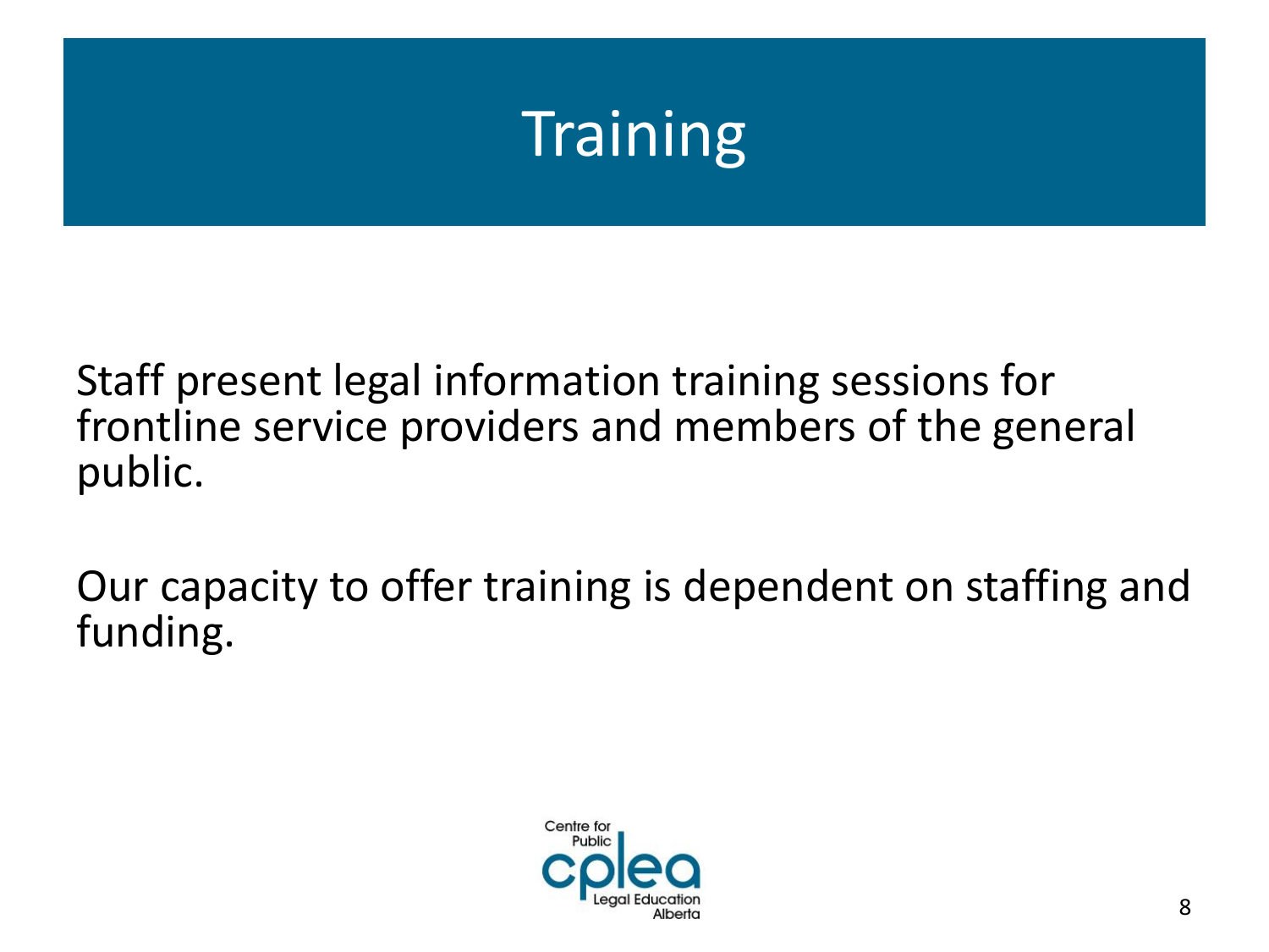# Training

Staff present legal information training sessions for frontline service providers and members of the general public.

Our capacity to offer training is dependent on staffing and funding.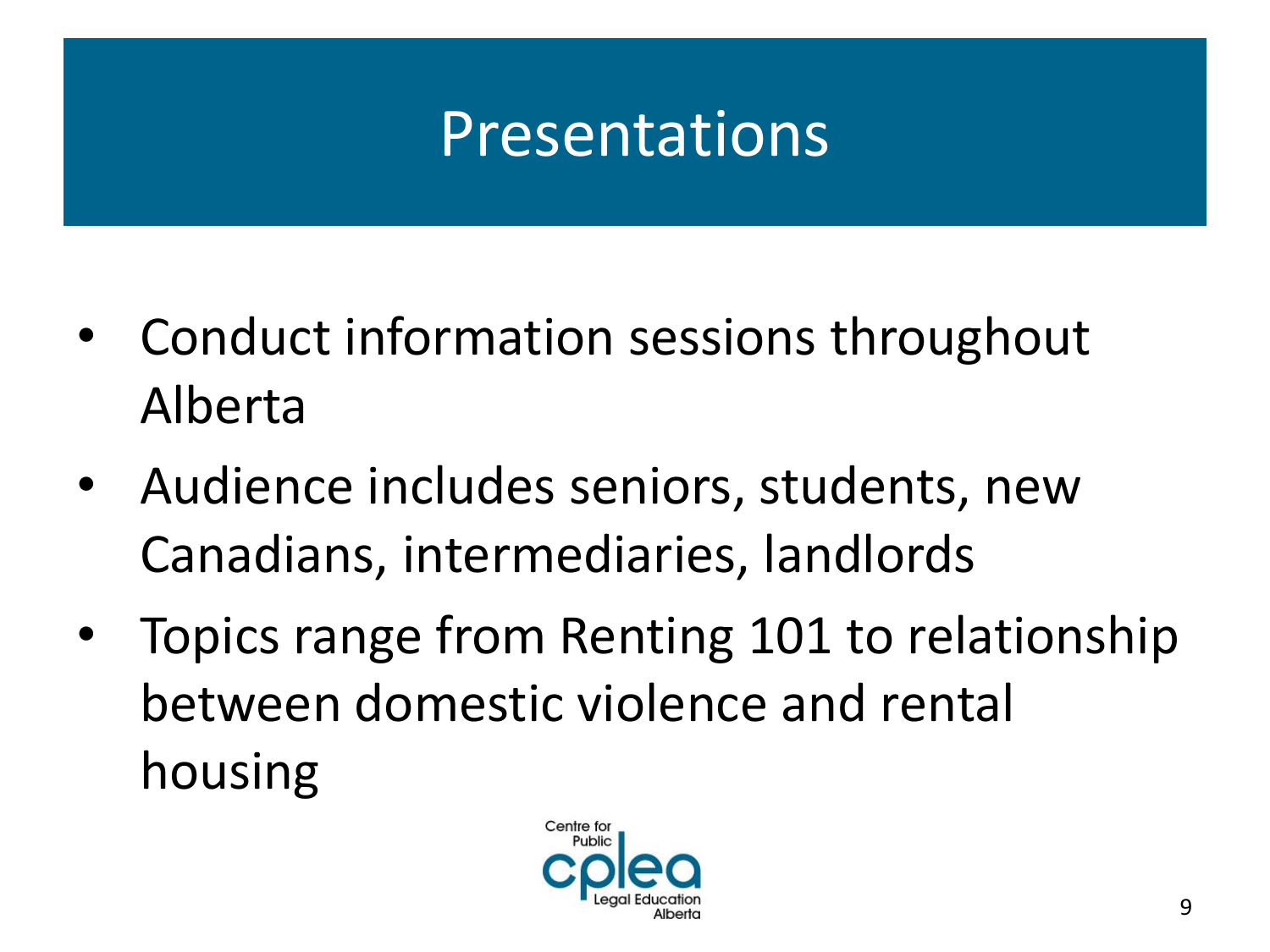# Presentations

- Conduct information sessions throughout Alberta
- Audience includes seniors, students, new Canadians, intermediaries, landlords
- Topics range from Renting 101 to relationship between domestic violence and rental housing

Centre for Public Legal Education Alberta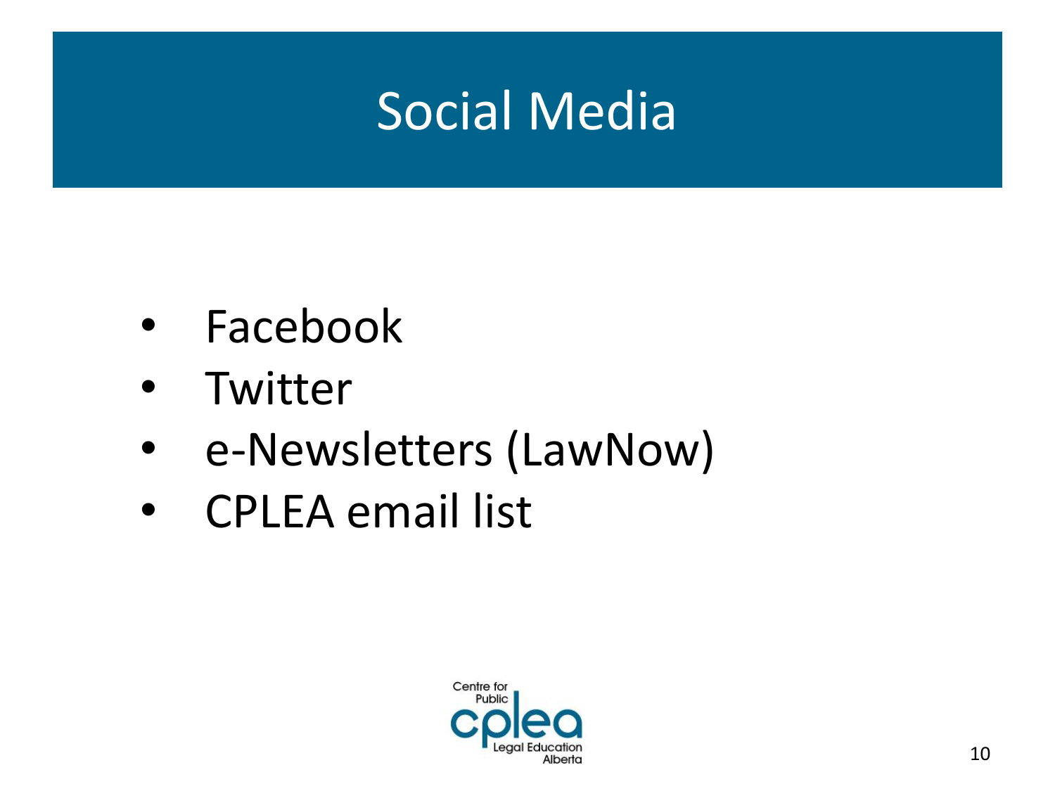# Social Media

- Facebook
- Twitter
- e-Newsletters (LawNow)
- CPLEA email list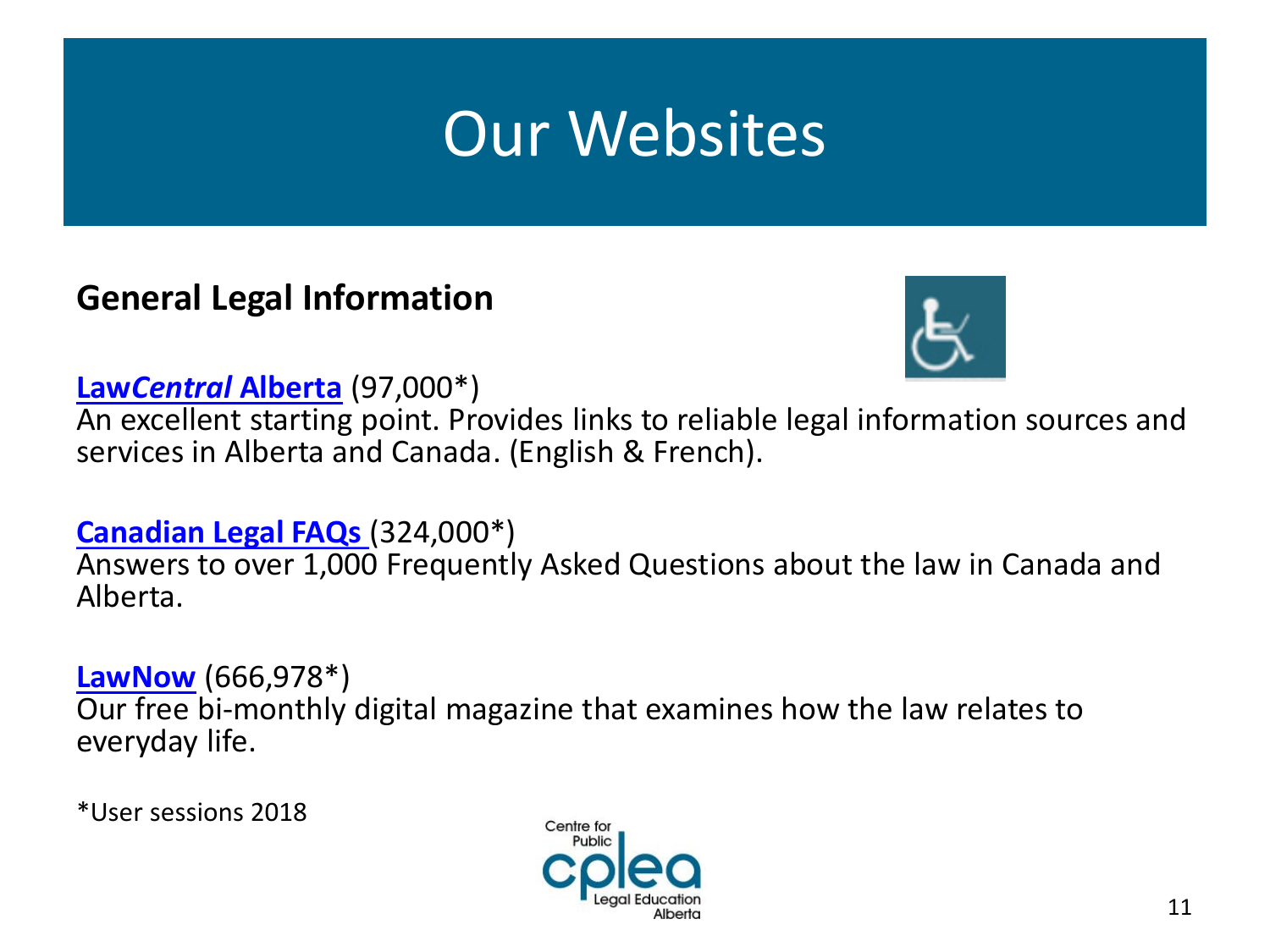# Our Websites

**General Legal Information**

**Law*Central* Alberta** (97,000*)
An excellent starting point. Provides links to reliable legal information sources and services in Alberta and Canada. (English & French).

**Canadian Legal FAQs** (324,000*)
Answers to over 1,000 Frequently Asked Questions about the law in Canada and Alberta.

**LawNow** (666,978*)
Our free bi-monthly digital magazine that examines how the law relates to everyday life.

*User sessions 2018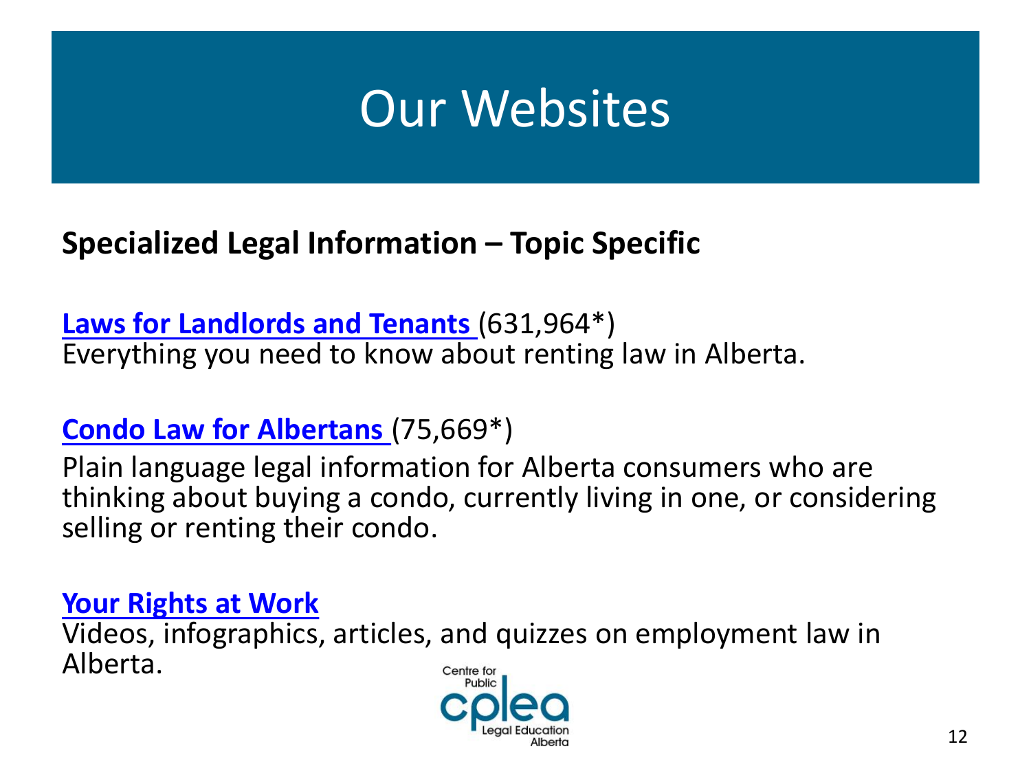# Our Websites

**Specialized Legal Information – Topic Specific**

**Laws for Landlords and Tenants** (631,964*)
Everything you need to know about renting law in Alberta.

**Condo Law for Albertans** (75,669*)
Plain language legal information for Alberta consumers who are thinking about buying a condo, currently living in one, or considering selling or renting their condo.

**Your Rights at Work**
Videos, infographics, articles, and quizzes on employment law in Alberta.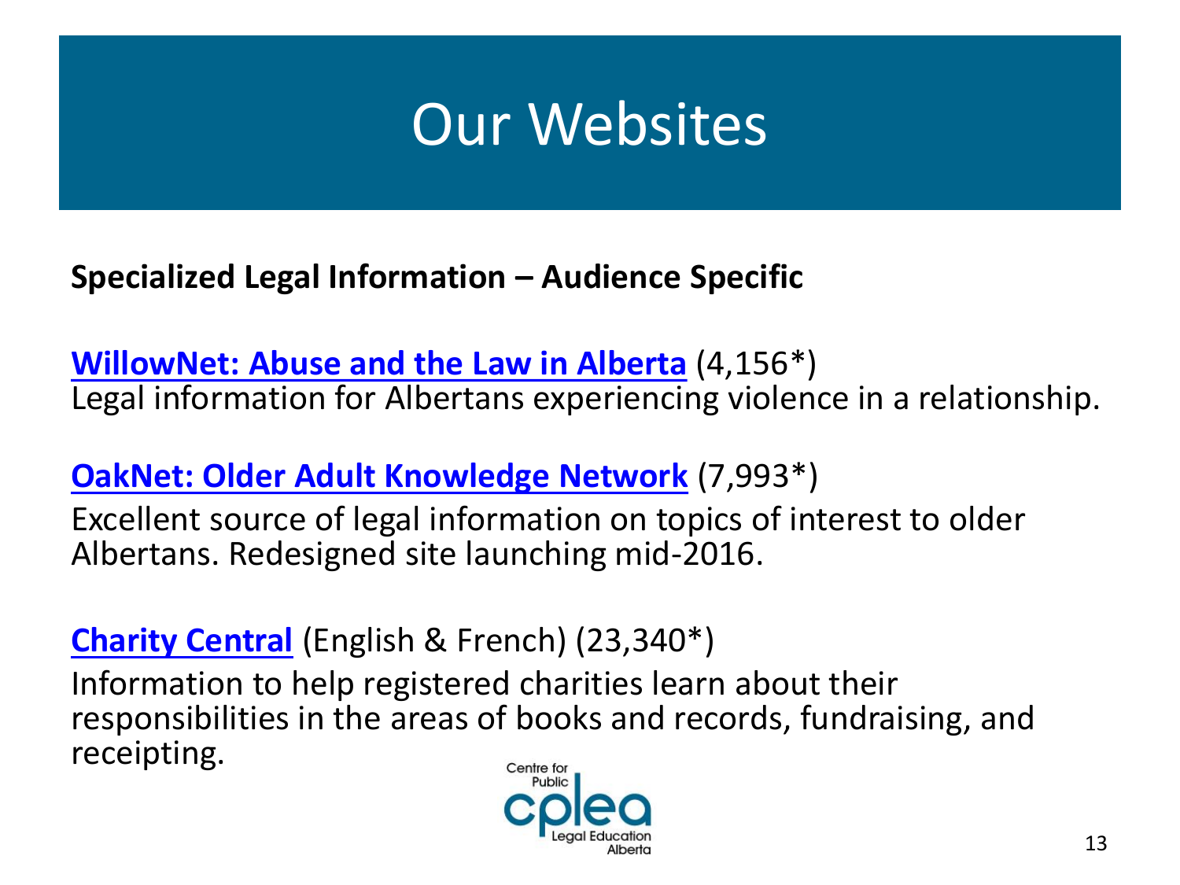# Our Websites

**Specialized Legal Information – Audience Specific**

**WillowNet: Abuse and the Law in Alberta** (4,156*)
Legal information for Albertans experiencing violence in a relationship.

**OakNet: Older Adult Knowledge Network** (7,993*)

Excellent source of legal information on topics of interest to older Albertans. Redesigned site launching mid-2016.

**Charity Central** (English & French) (23,340*)

Information to help registered charities learn about their responsibilities in the areas of books and records, fundraising, and receipting.

Centre for Public Legal Education Alberta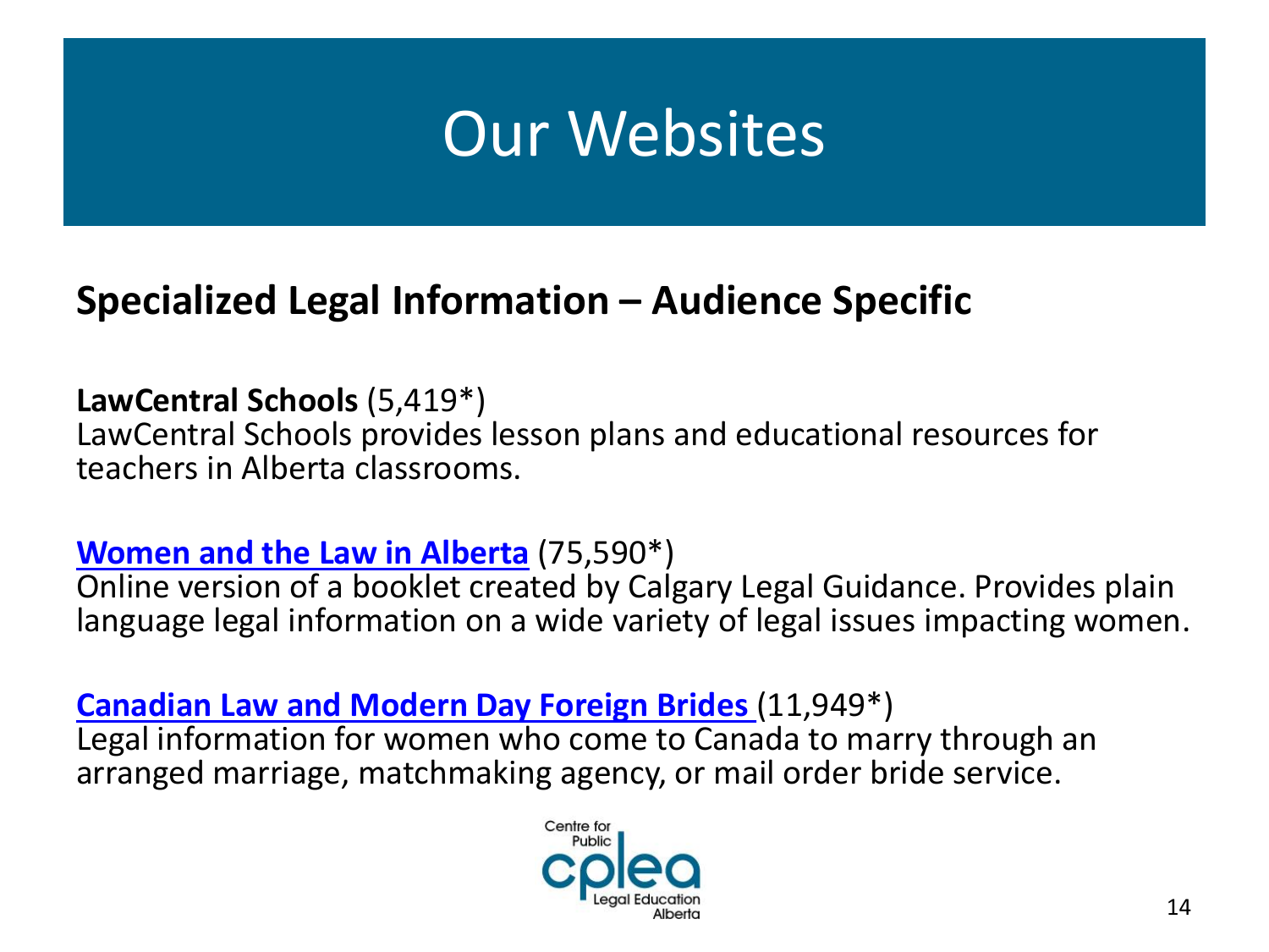# Our Websites

## Specialized Legal Information – Audience Specific

**LawCentral Schools** (5,419*)
LawCentral Schools provides lesson plans and educational resources for teachers in Alberta classrooms.

**Women and the Law in Alberta** (75,590*)
Online version of a booklet created by Calgary Legal Guidance. Provides plain language legal information on a wide variety of legal issues impacting women.

**Canadian Law and Modern Day Foreign Brides** (11,949*)
Legal information for women who come to Canada to marry through an arranged marriage, matchmaking agency, or mail order bride service.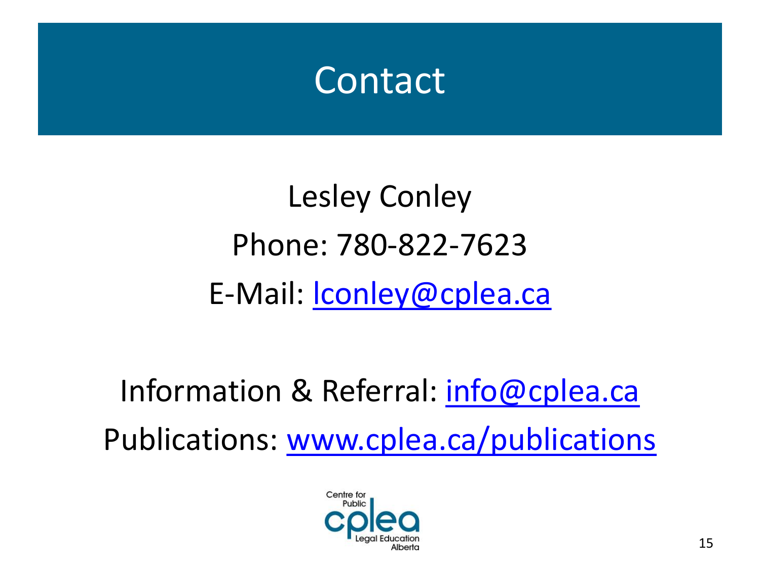# Contact

Lesley Conley

Phone: 780-822-7623

E-Mail: lconley@cplea.ca

Information & Referral: info@cplea.ca

Publications: www.cplea.ca/publications

Centre for Public Legal Education Alberta